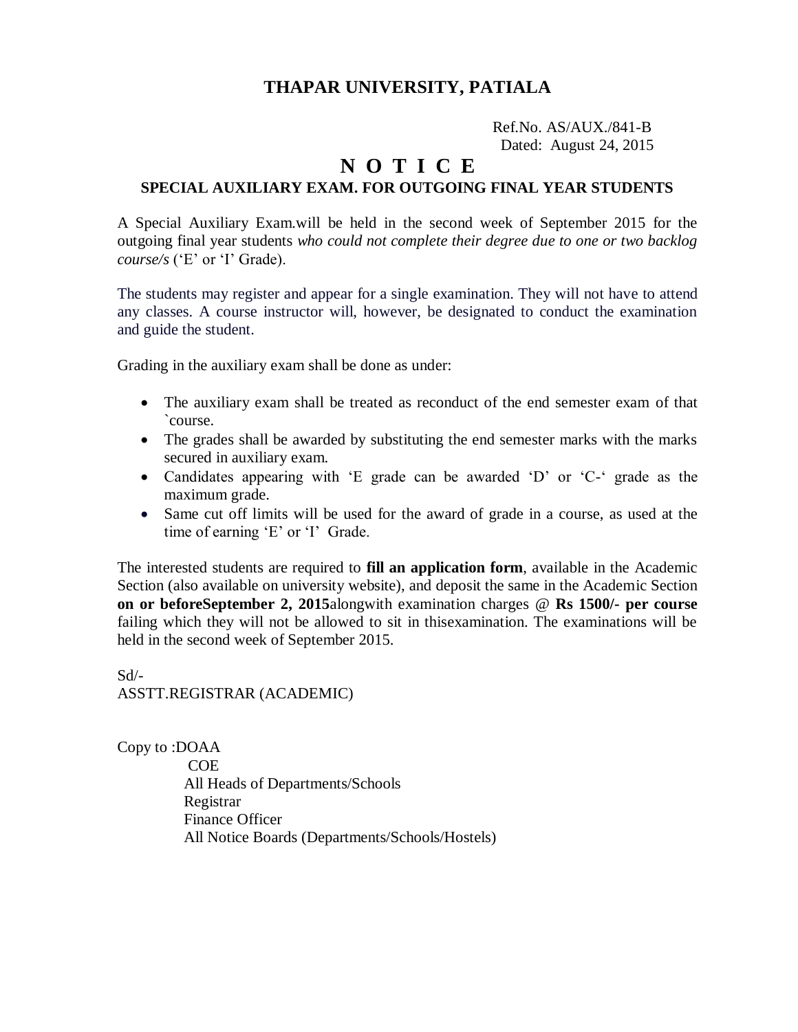# THAPAR UNIVERSITY, PATIALA

Ref.No. AS/AUX./841-B
Dated: August 24, 2015

## N O T I C E

### SPECIAL AUXILIARY EXAM. FOR OUTGOING FINAL YEAR STUDENTS

A Special Auxiliary Exam.will be held in the second week of September 2015 for the outgoing final year students *who could not complete their degree due to one or two backlog course/s* ('E' or 'I' Grade).

The students may register and appear for a single examination. They will not have to attend any classes. A course instructor will, however, be designated to conduct the examination and guide the student.

Grading in the auxiliary exam shall be done as under:

- The auxiliary exam shall be treated as reconduct of the end semester exam of that `course.
- The grades shall be awarded by substituting the end semester marks with the marks secured in auxiliary exam.
- Candidates appearing with 'E grade can be awarded 'D' or 'C-' grade as the maximum grade.
- Same cut off limits will be used for the award of grade in a course, as used at the time of earning 'E' or 'I' Grade.

The interested students are required to **fill an application form**, available in the Academic Section (also available on university website), and deposit the same in the Academic Section **on or beforeSeptember 2, 2015**alongwith examination charges @ **Rs 1500/- per course** failing which they will not be allowed to sit in thisexamination. The examinations will be held in the second week of September 2015.

Sd/-
ASSTT.REGISTRAR (ACADEMIC)

Copy to :DOAA
COE
All Heads of Departments/Schools
Registrar
Finance Officer
All Notice Boards (Departments/Schools/Hostels)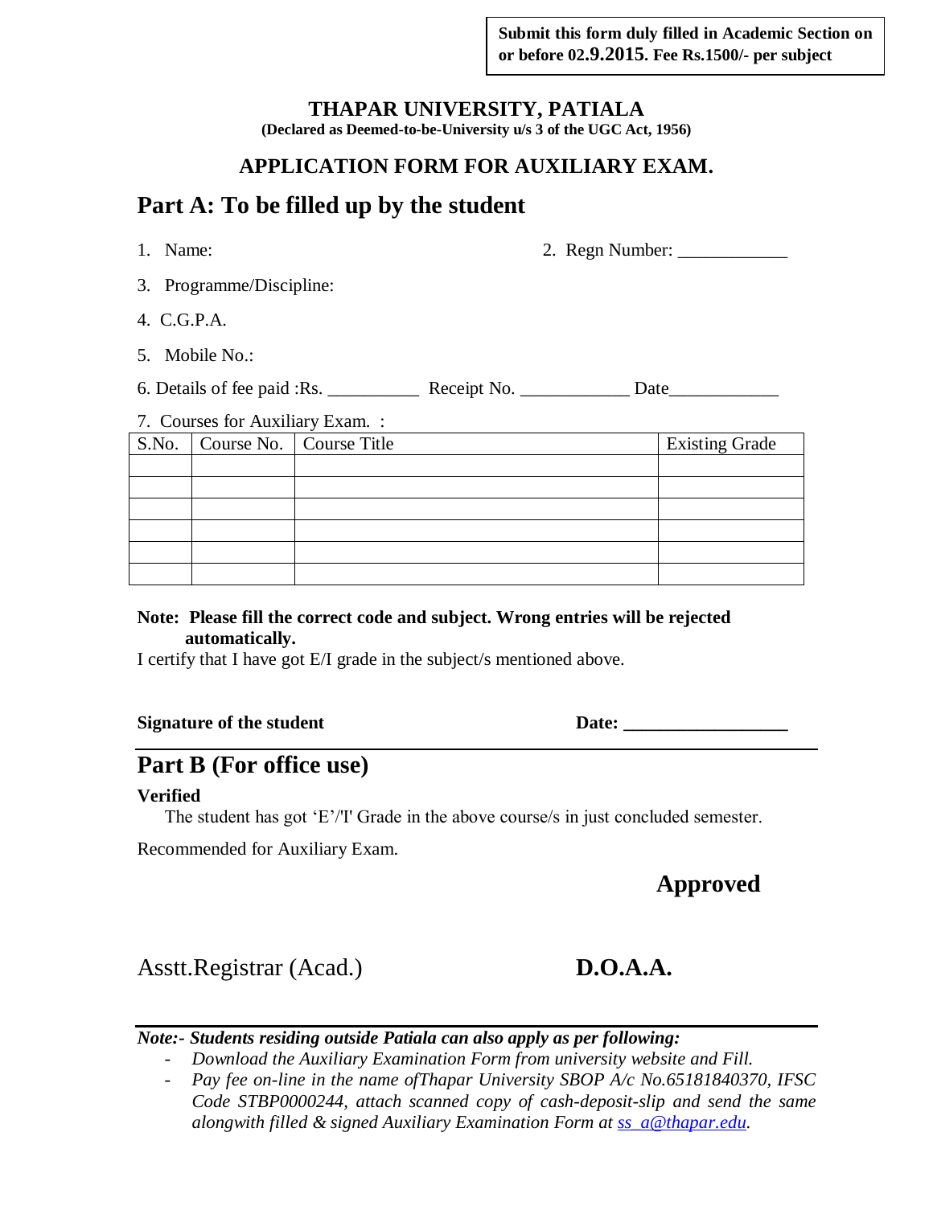**Submit this form duly filled in Academic Section on or before 02.9.2015. Fee Rs.1500/- per subject**

# THAPAR UNIVERSITY, PATIALA

**(Declared as Deemed-to-be-University u/s 3 of the UGC Act, 1956)**

## APPLICATION FORM FOR AUXILIARY EXAM.

## Part A: To be filled up by the student

1. Name: 2. Regn Number: ____________

3. Programme/Discipline:

4. C.G.P.A.

5. Mobile No.:

6. Details of fee paid :Rs. __________ Receipt No. ____________ Date____________

7. Courses for Auxiliary Exam. :

| S.No. | Course No. | Course Title | Existing Grade |
|---|---|---|---|
| | | | |
| | | | |
| | | | |
| | | | |
| | | | |
| | | | |

**Note: Please fill the correct code and subject. Wrong entries will be rejected automatically.**

I certify that I have got E/I grade in the subject/s mentioned above.

**Signature of the student** **Date: _________________**

## Part B (For office use)

**Verified**

The student has got 'E'/'I' Grade in the above course/s in just concluded semester.

Recommended for Auxiliary Exam.

**Approved**

Asstt.Registrar (Acad.) **D.O.A.A.**

***Note:- Students residing outside Patiala can also apply as per following:***

- *Download the Auxiliary Examination Form from university website and Fill.*
- *Pay fee on-line in the name ofThapar University SBOP A/c No.65181840370, IFSC Code STBP0000244, attach scanned copy of cash-deposit-slip and send the same alongwith filled & signed Auxiliary Examination Form at ss_a@thapar.edu.*